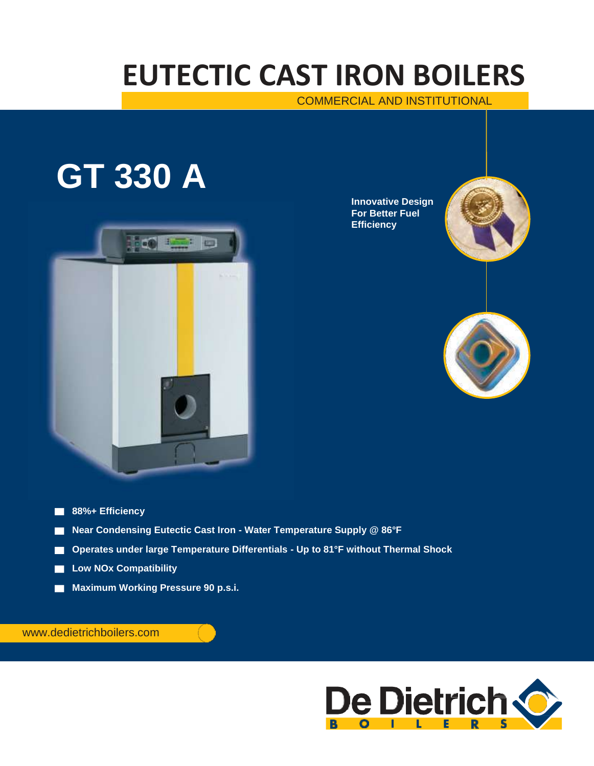# EUTECTIC CAST IRON BOILERS

COMMERCIAL AND INSTITUTIONAL

# GT 330 A

**Innovative Design For Better Fuel Efficiency**

- **88%+ Efficiency**
- **Near Condensing Eutectic Cast Iron - Water Temperature Supply @ 86°F**
- **Operates under large Temperature Differentials - Up to 81°F without Thermal Shock**
- **Low NOx Compatibility**
- **Maximum Working Pressure 90 p.s.i.**

www.dedietrichboilers.com

De Dietrich
BOILERS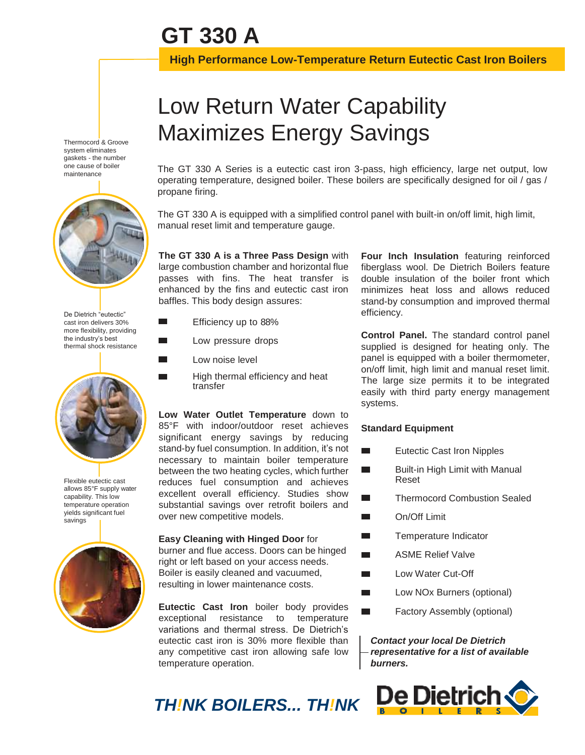# GT 330 A

**High Performance Low-Temperature Return Eutectic Cast Iron Boilers**

## Low Return Water Capability Maximizes Energy Savings

The GT 330 A Series is a eutectic cast iron 3-pass, high efficiency, large net output, low operating temperature, designed boiler. These boilers are specifically designed for oil / gas / propane firing.

The GT 330 A is equipped with a simplified control panel with built-in on/off limit, high limit, manual reset limit and temperature gauge.

Thermocord & Groove system eliminates gaskets - the number one cause of boiler maintenance

De Dietrich "eutectic" cast iron delivers 30% more flexibility, providing the industry's best thermal shock resistance

Flexible eutectic cast allows 85°F supply water capability. This low temperature operation yields significant fuel savings

**The GT 330 A is a Three Pass Design** with large combustion chamber and horizontal flue passes with fins. The heat transfer is enhanced by the fins and eutectic cast iron baffles. This body design assures:

- Efficiency up to 88%
- Low pressure drops
- Low noise level
- High thermal efficiency and heat transfer

**Low Water Outlet Temperature** down to 85°F with indoor/outdoor reset achieves significant energy savings by reducing stand-by fuel consumption. In addition, it's not necessary to maintain boiler temperature between the two heating cycles, which further reduces fuel consumption and achieves excellent overall efficiency. Studies show substantial savings over retrofit boilers and over new competitive models.

**Easy Cleaning with Hinged Door** for burner and flue access. Doors can be hinged right or left based on your access needs. Boiler is easily cleaned and vacuumed, resulting in lower maintenance costs.

**Eutectic Cast Iron** boiler body provides exceptional resistance to temperature variations and thermal stress. De Dietrich's eutectic cast iron is 30% more flexible than any competitive cast iron allowing safe low temperature operation.

**Four Inch Insulation** featuring reinforced fiberglass wool. De Dietrich Boilers feature double insulation of the boiler front which minimizes heat loss and allows reduced stand-by consumption and improved thermal efficiency.

**Control Panel.** The standard control panel supplied is designed for heating only. The panel is equipped with a boiler thermometer, on/off limit, high limit and manual reset limit. The large size permits it to be integrated easily with third party energy management systems.

### Standard Equipment

- Eutectic Cast Iron Nipples
- Built-in High Limit with Manual Reset
- Thermocord Combustion Sealed
- On/Off Limit
- Temperature Indicator
- ASME Relief Valve
- Low Water Cut-Off
- Low NOx Burners (optional)
- Factory Assembly (optional)

***Contact your local De Dietrich representative for a list of available burners.***

***TH!NK BOILERS... TH!NK***

De Dietrich BOILERS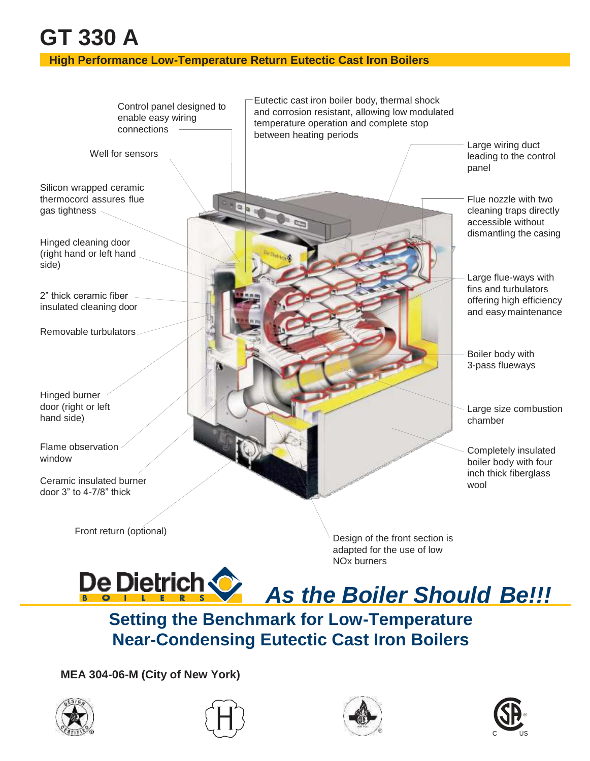# GT 330 A

**High Performance Low-Temperature Return Eutectic Cast Iron Boilers**

Control panel designed to enable easy wiring connections

Eutectic cast iron boiler body, thermal shock and corrosion resistant, allowing low modulated temperature operation and complete stop between heating periods

Well for sensors

Large wiring duct leading to the control panel

Silicon wrapped ceramic thermocord assures flue gas tightness

Flue nozzle with two cleaning traps directly accessible without dismantling the casing

Hinged cleaning door (right hand or left hand side)

Large flue-ways with fins and turbulators offering high efficiency and easy maintenance

2" thick ceramic fiber insulated cleaning door

Removable turbulators

Boiler body with 3-pass flueways

Hinged burner door (right or left hand side)

Large size combustion chamber

Flame observation window

Completely insulated boiler body with four inch thick fiberglass wool

Ceramic insulated burner door 3" to 4-7/8" thick

Front return (optional)

Design of the front section is adapted for the use of low NOx burners

De Dietrich BOILERS

***As the Boiler Should Be!!!***

## Setting the Benchmark for Low-Temperature Near-Condensing Eutectic Cast Iron Boilers

**MEA 304-06-M (City of New York)**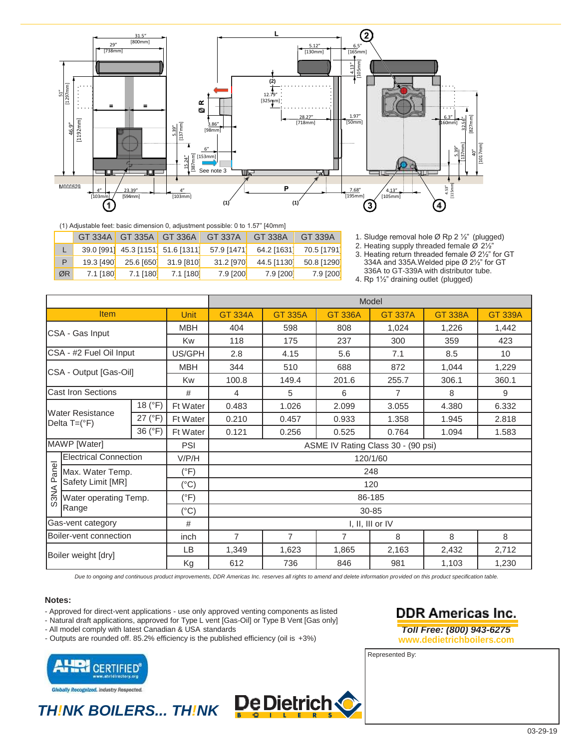(1) Adjustable feet: basic dimension 0, adjustment possible: 0 to 1.57" [40mm]

| | GT 334A | GT 335A | GT 336A | GT 337A | GT 338A | GT 339A |
|---|---|---|---|---|---|---|
| L | 39.0 [991] | 45.3 [1151] | 51.6 [1311] | 57.9 [1471] | 64.2 [1631] | 70.5 [1791] |
| P | 19.3 [490] | 25.6 [650] | 31.9 [810] | 31.2 [970] | 44.5 [1130] | 50.8 [1290] |
| ØR | 7.1 [180] | 7.1 [180] | 7.1 [180] | 7.9 [200] | 7.9 [200] | 7.9 [200] |

1. Sludge removal hole Ø Rp 2 ½" (plugged)
2. Heating supply threaded female Ø 2½"
3. Heating return threaded female Ø 2½" for GT 334A and 335A.Welded pipe Ø 2½" for GT 336A to GT-339A with distributor tube.
4. Rp 1½" draining outlet (plugged)

| Item | | Unit | GT 334A | GT 335A | GT 336A | GT 337A | GT 338A | GT 339A |
|---|---|---|---|---|---|---|---|---|
| CSA - Gas Input | | MBH | 404 | 598 | 808 | 1,024 | 1,226 | 1,442 |
| | | Kw | 118 | 175 | 237 | 300 | 359 | 423 |
| CSA - #2 Fuel Oil Input | | US/GPH | 2.8 | 4.15 | 5.6 | 7.1 | 8.5 | 10 |
| CSA - Output [Gas-Oil] | | MBH | 344 | 510 | 688 | 872 | 1,044 | 1,229 |
| | | Kw | 100.8 | 149.4 | 201.6 | 255.7 | 306.1 | 360.1 |
| Cast Iron Sections | | # | 4 | 5 | 6 | 7 | 8 | 9 |
| Water Resistance Delta T=(°F) | 18 (°F) | Ft Water | 0.483 | 1.026 | 2.099 | 3.055 | 4.380 | 6.332 |
| | 27 (°F) | Ft Water | 0.210 | 0.457 | 0.933 | 1.358 | 1.945 | 2.818 |
| | 36 (°F) | Ft Water | 0.121 | 0.256 | 0.525 | 0.764 | 1.094 | 1.583 |
| MAWP [Water] | | PSI | ASME IV Rating Class 30 - (90 psi) | | | | | |
| S3NA Panel | Electrical Connection | V/P/H | 120/1/60 | | | | | |
| | Max. Water Temp. Safety Limit [MR] | (°F) | 248 | | | | | |
| | | (°C) | 120 | | | | | |
| | Water operating Temp. Range | (°F) | 86-185 | | | | | |
| | | (°C) | 30-85 | | | | | |
| Gas-vent category | | # | I, II, III or IV | | | | | |
| Boiler-vent connection | | inch | 7 | 7 | 7 | 8 | 8 | 8 |
| Boiler weight [dry] | | LB | 1,349 | 1,623 | 1,865 | 2,163 | 2,432 | 2,712 |
| | | Kg | 612 | 736 | 846 | 981 | 1,103 | 1,230 |

*Due to ongoing and continuous product improvements, DDR Americas Inc. reserves all rights to amend and delete information provided on this product specification table.*

**Notes:**

- Approved for direct-vent applications - use only approved venting components as listed
- Natural draft applications, approved for Type L vent [Gas-Oil] or Type B Vent [Gas only]
- All model comply with latest Canadian & USA standards
- Outputs are rounded off. 85.2% efficiency is the published efficiency (oil is +3%)

**DDR Americas Inc.**

*Toll Free: (800) 943-6275*

www.dedietrichboilers.com

Represented By:

AHRI CERTIFIED® www.ahridirectory.org

Globally Recognized. Industry Respected.

***TH!NK BOILERS... TH!NK***

De Dietrich BOILERS

03-29-19